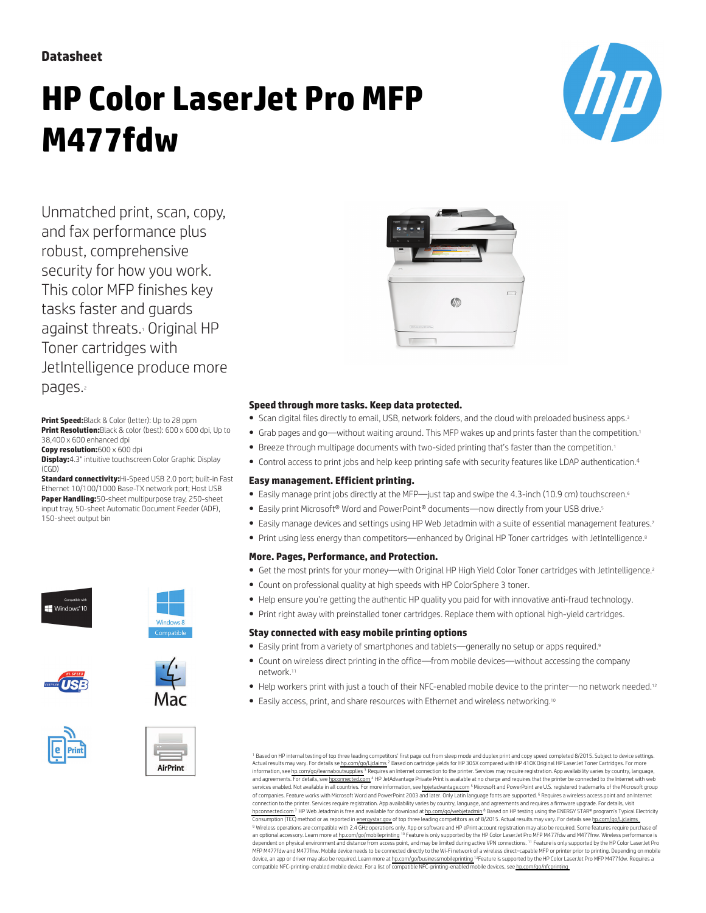Datasheet

# HP Color LaserJet Pro MFP M477fdw

Unmatched print, scan, copy, and fax performance plus robust, comprehensive security for how you work. This color MFP finishes key tasks faster and guards against threats.[1] Original HP Toner cartridges with JetIntelligence produce more pages.[2]

**Print Speed:** Black & Color (letter): Up to 28 ppm
**Print Resolution:** Black & color (best): 600 x 600 dpi, Up to 38,400 x 600 enhanced dpi
**Copy resolution:** 600 x 600 dpi
**Display:** 4.3" intuitive touchscreen Color Graphic Display (CGD)
**Standard connectivity:** Hi-Speed USB 2.0 port; built-in Fast Ethernet 10/100/1000 Base-TX network port; Host USB
**Paper Handling:** 50-sheet multipurpose tray, 250-sheet input tray, 50-sheet Automatic Document Feeder (ADF), 150-sheet output bin

Compatible with Windows 10

Windows 8 Compatible

Certified Hi-Speed USB

Mac

ePrint

AirPrint

### Speed through more tasks. Keep data protected.

- Scan digital files directly to email, USB, network folders, and the cloud with preloaded business apps.[3]
- Grab pages and go—without waiting around. This MFP wakes up and prints faster than the competition.[1]
- Breeze through multipage documents with two-sided printing that's faster than the competition.[1]
- Control access to print jobs and help keep printing safe with security features like LDAP authentication.[4]

### Easy management. Efficient printing.

- Easily manage print jobs directly at the MFP—just tap and swipe the 4.3-inch (10.9 cm) touchscreen.[6]
- Easily print Microsoft® Word and PowerPoint® documents—now directly from your USB drive.[5]
- Easily manage devices and settings using HP Web Jetadmin with a suite of essential management features.[7]
- Print using less energy than competitors—enhanced by Original HP Toner cartridges with JetIntelligence.[8]

### More. Pages, Performance, and Protection.

- Get the most prints for your money—with Original HP High Yield Color Toner cartridges with JetIntelligence.[2]
- Count on professional quality at high speeds with HP ColorSphere 3 toner.
- Help ensure you're getting the authentic HP quality you paid for with innovative anti-fraud technology.
- Print right away with preinstalled toner cartridges. Replace them with optional high-yield cartridges.

### Stay connected with easy mobile printing options

- Easily print from a variety of smartphones and tablets—generally no setup or apps required.[9]
- Count on wireless direct printing in the office—from mobile devices—without accessing the company network.[11]
- Help workers print with just a touch of their NFC-enabled mobile device to the printer—no network needed.[12]
- Easily access, print, and share resources with Ethernet and wireless networking.[10]

[1] Based on HP internal testing of top three leading competitors' first page out from sleep mode and duplex print and copy speed completed 8/2015. Subject to device settings. Actual results may vary. For details se hp.com/go/Ljclaims [2] Based on cartridge yields for HP 305X compared with HP 410X Original HP LaserJet Toner Cartridges. For more information, see hp.com/go/learnaboutsupplies [3] Requires an Internet connection to the printer. Services may require registration. App availability varies by country, language, and agreements. For details, see hpconnected.com [4] HP JetAdvantage Private Print is available at no charge and requires that the printer be connected to the Internet with web services enabled. Not available in all countries. For more information, see hpjetadvantage.com [5] Microsoft and PowerPoint are U.S. registered trademarks of the Microsoft group of companies. Feature works with Microsoft Word and PowerPoint 2003 and later. Only Latin language fonts are supported. [6] Requires a wireless access point and an Internet connection to the printer. Services require registration. App availability varies by country, language, and agreements and requires a firmware upgrade. For details, visit hpconnected.com [7] HP Web Jetadmin is free and available for download at hp.com/go/webjetadmin [8] Based on HP testing using the ENERGY STAR® program's Typical Electricity Consumption (TEC) method or as reported in energystar.gov of top three leading competitors as of 8/2015. Actual results may vary. For details see hp.com/go/Ljclaims
[9] Wireless operations are compatible with 2.4 GHz operations only. App or software and HP ePrint account registration may also be required. Some features require purchase of an optional accessory. Learn more at hp.com/go/mobileprinting [10] Feature is only supported by the HP Color LaserJet Pro MFP M477fdw and M477fnw. Wireless performance is dependent on physical environment and distance from access point, and may be limited during active VPN connections. [11] Feature is only supported by the HP Color LaserJet Pro MFP M477fdw and M477fnw. Mobile device needs to be connected directly to the Wi-Fi network of a wireless direct–capable MFP or printer prior to printing. Depending on mobile device, an app or driver may also be required. Learn more at hp.com/go/businessmobileprinting [12] Feature is supported by the HP Color LaserJet Pro MFP M477fdw. Requires a compatible NFC-printing-enabled mobile device. For a list of compatible NFC-printing-enabled mobile devices, see hp.com/go/nfcprinting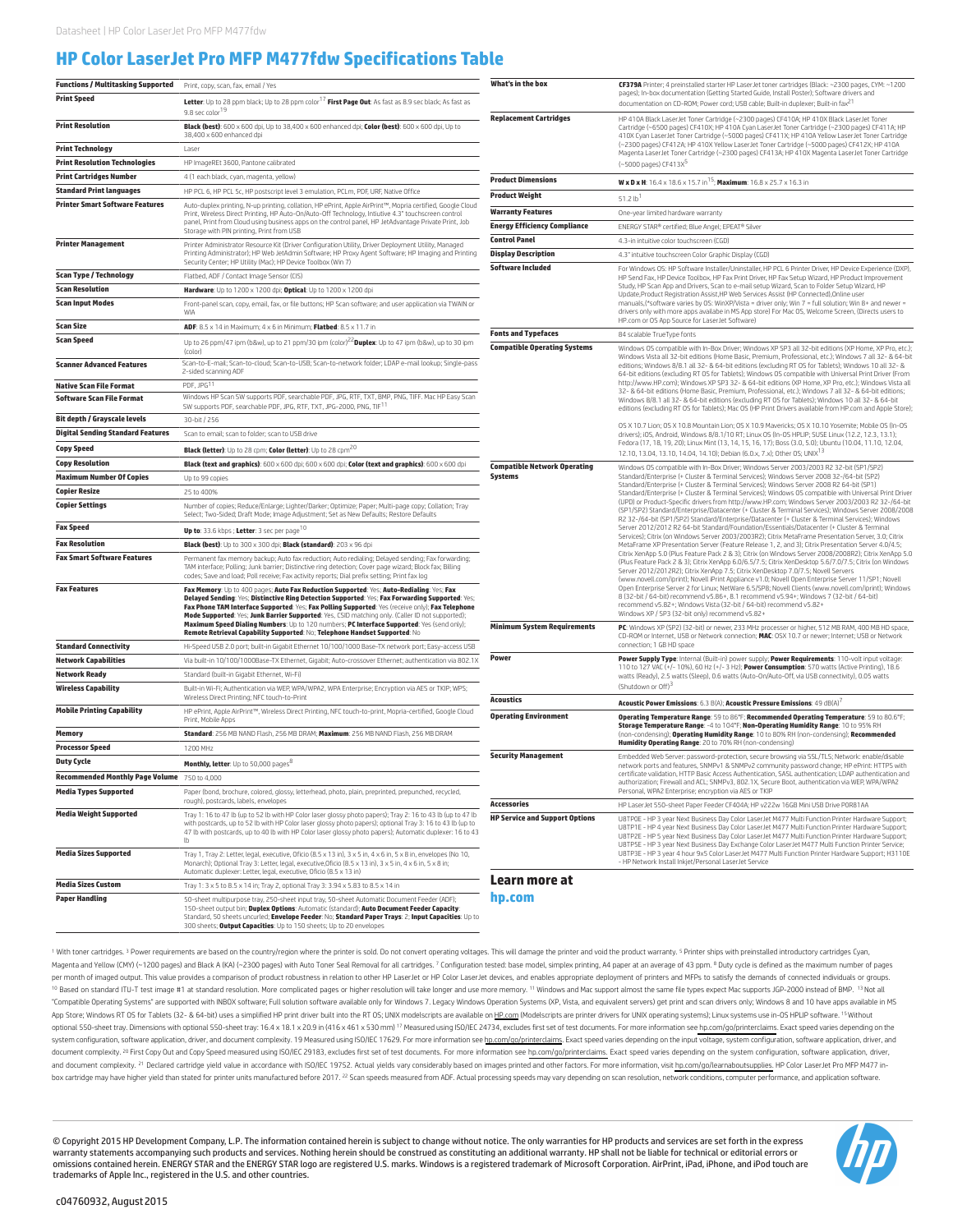# HP Color LaserJet Pro MFP M477fdw Specifications Table

| | |
|---|---|
| **Functions / Multitasking Supported** | Print, copy, scan, fax, email / Yes |
| **Print Speed** | **Letter**: Up to 28 ppm black; Up to 28 ppm color[17] **First Page Out**: As fast as 8.9 sec black; As fast as 9.8 sec color[19] |
| **Print Resolution** | **Black (best)**: 600 x 600 dpi, Up to 38,400 x 600 enhanced dpi; **Color (best)**: 600 x 600 dpi, Up to 38,400 x 600 enhanced dpi |
| **Print Technology** | Laser |
| **Print Resolution Technologies** | HP ImageREt 3600, Pantone calibrated |
| **Print Cartridges Number** | 4 (1 each black, cyan, magenta, yellow) |
| **Standard Print languages** | HP PCL 6, HP PCL 5c, HP postscript level 3 emulation, PCLm, PDF, URF, Native Office |
| **Printer Smart Software Features** | Auto-duplex printing, N-up printing, collation, HP ePrint, Apple AirPrint™, Mopria certified, Google Cloud Print, Wireless Direct Printing, HP Auto-On/Auto-Off Technology, Intuitive 4.3" touchscreen control panel, Print from Cloud using business apps on the control panel, HP JetAdvantage Private Print, Job Storage with PIN printing, Print from USB |
| **Printer Management** | Printer Administrator Resource Kit (Driver Configuration Utility, Driver Deployment Utility, Managed Printing Administrator); HP Web JetAdmin Software; HP Proxy Agent Software; HP Imaging and Printing Security Center; HP Utility (Mac); HP Device Toolbox (Win 7) |
| **Scan Type / Technology** | Flatbed, ADF / Contact Image Sensor (CIS) |
| **Scan Resolution** | **Hardware**: Up to 1200 x 1200 dpi; **Optical**: Up to 1200 x 1200 dpi |
| **Scan Input Modes** | Front-panel scan, copy, email, fax, or file buttons; HP Scan software; and user application via TWAIN or WIA |
| **Scan Size** | **ADF**: 8.5 x 14 in Maximum; 4 x 6 in Minimum; **Flatbed**: 8.5 x 11.7 in |
| **Scan Speed** | Up to 26 ppm/47 ipm (b&w), up to 21 ppm/30 ipm (color)[22] **Duplex**: Up to 47 ipm (b&w), up to 30 ipm (color) |
| **Scanner Advanced Features** | Scan-to-E-mail; Scan-to-cloud; Scan-to-USB; Scan-to-network folder; LDAP e-mail lookup; Single-pass 2-sided scanning ADF |
| **Native Scan File Format** | PDF, JPG[11] |
| **Software Scan File Format** | Windows HP Scan SW supports PDF, searchable PDF, JPG, RTF, TXT, BMP, PNG, TIFF. Mac HP Easy Scan SW supports PDF, searchable PDF, JPG, RTF, TXT, JPG-2000, PNG, TIF[11] |
| **Bit depth / Grayscale levels** | 30-bit / 256 |
| **Digital Sending Standard Features** | Scan to email; scan to folder; scan to USB drive |
| **Copy Speed** | **Black (letter)**: Up to 28 cpm; **Color (letter)**: Up to 28 cpm[20] |
| **Copy Resolution** | **Black (text and graphics)**: 600 x 600 dpi; 600 x 600 dpi; **Color (text and graphics)**: 600 x 600 dpi |
| **Maximum Number Of Copies** | Up to 99 copies |
| **Copier Resize** | 25 to 400% |
| **Copier Settings** | Number of copies; Reduce/Enlarge; Lighter/Darker; Optimize; Paper; Multi-page copy; Collation; Tray Select; Two-Sided; Draft Mode; Image Adjustment; Set as New Defaults; Restore Defaults |
| **Fax Speed** | **Up to**: 33.6 kbps ; **Letter**: 3 sec per page[10] |
| **Fax Resolution** | **Black (best)**: Up to 300 x 300 dpi; **Black (standard)**: 203 x 96 dpi |
| **Fax Smart Software Features** | Permanent fax memory backup; Auto fax reduction; Auto redialing; Delayed sending; Fax forwarding; TAM interface; Polling; Junk barrier; Distinctive ring detection; Cover page wizard; Block fax; Billing codes; Save and load; Poll receive; Fax activity reports; Dial prefix setting; Print fax log |
| **Fax Features** | **Fax Memory**: Up to 400 pages; **Auto Fax Reduction Supported**: Yes; **Auto-Redialing**: Yes; **Fax Delayed Sending**: Yes; **Distinctive Ring Detection Supported**: Yes; **Fax Forwarding Supported**: Yes; **Fax Phone TAM Interface Supported**: Yes; **Fax Polling Supported**: Yes (receive only); **Fax Telephone Mode Supported**: Yes; **Junk Barrier Supported**: Yes, CSID matching only. (Caller ID not supported); **Maximum Speed Dialing Numbers**: Up to 120 numbers; **PC Interface Supported**: Yes (send only); **Remote Retrieval Capability Supported**: No; **Telephone Handset Supported**: No |
| **Standard Connectivity** | Hi-Speed USB 2.0 port; built-in Gigabit Ethernet 10/100/1000 Base-TX network port; Easy-access USB |
| **Network Capabilities** | Via built-in 10/100/1000Base-TX Ethernet, Gigabit; Auto-crossover Ethernet; authentication via 802.1X |
| **Network Ready** | Standard (built-in Gigabit Ethernet, Wi-Fi) |
| **Wireless Capability** | Built-in Wi-Fi; Authentication via WEP, WPA/WPA2, WPA Enterprise; Encryption via AES or TKIP; WPS; Wireless Direct Printing; NFC touch-to-Print |
| **Mobile Printing Capability** | HP ePrint, Apple AirPrint™, Wireless Direct Printing, NFC touch-to-print, Mopria-certified, Google Cloud Print, Mobile Apps |
| **Memory** | **Standard**: 256 MB NAND Flash, 256 MB DRAM; **Maximum**: 256 MB NAND Flash, 256 MB DRAM |
| **Processor Speed** | 1200 MHz |
| **Duty Cycle** | **Monthly, letter**: Up to 50,000 pages[8] |
| **Recommended Monthly Page Volume** | 750 to 4,000 |
| **Media Types Supported** | Paper (bond, brochure, colored, glossy, letterhead, photo, plain, preprinted, prepunched, recycled, rough), postcards, labels, envelopes |
| **Media Weight Supported** | Tray 1: 16 to 47 lb (up to 52 lb with HP Color laser glossy photo papers); Tray 2: 16 to 43 lb (up to 47 lb with postcards, up to 52 lb with HP Color laser glossy photo papers); optional Tray 3: 16 to 43 lb (up to 47 lb with postcards, up to 40 lb with HP Color laser glossy photo papers); Automatic duplexer: 16 to 43 lb |
| **Media Sizes Supported** | Tray 1, Tray 2: Letter, legal, executive, Oficio (8.5 x 13 in), 3 x 5 in, 4 x 6 in, 5 x 8 in, envelopes (No 10, Monarch); Optional Tray 3: Letter, legal, executive,Oficio (8.5 x 13 in), 3 x 5 in, 4 x 6 in, 5 x 8 in; Automatic duplexer: Letter, legal, executive, Oficio (8.5 x 13 in) |
| **Media Sizes Custom** | Tray 1: 3 x 5 to 8.5 x 14 in; Tray 2, optional Tray 3: 3.94 x 5.83 to 8.5 x 14 in |
| **Paper Handling** | 50-sheet multipurpose tray, 250-sheet input tray, 50-sheet Automatic Document Feeder (ADF); 150-sheet output bin; **Duplex Options**: Automatic (standard); **Auto Document Feeder Capacity**: Standard, 50 sheets uncurled; **Envelope Feeder**: No; **Standard Paper Trays**: 2; **Input Capacities**: Up to 300 sheets; **Output Capacities**: Up to 150 sheets; Up to 20 envelopes |
| **What's in the box** | **CF379A** Printer; 4 preinstalled starter HP LaserJet toner cartridges (Black: ~2300 pages, CYM: ~1200 pages); In-box documentation (Getting Started Guide, Install Poster); Software drivers and documentation on CD-ROM; Power cord; USB cable; Built-in duplexer; Built-in fax[21] |
| **Replacement Cartridges** | HP 410A Black LaserJet Toner Cartridge (~2300 pages) CF410A; HP 410X Black LaserJet Toner Cartridge (~6500 pages) CF410X; HP 410A Cyan LaserJet Toner Cartridge (~2300 pages) CF411A; HP 410X Cyan LaserJet Toner Cartridge (~5000 pages) CF411X; HP 410A Yellow LaserJet Toner Cartridge (~2300 pages) CF412A; HP 410X Yellow LaserJet Toner Cartridge (~5000 pages) CF412X; HP 410A Magenta LaserJet Toner Cartridge (~2300 pages) CF413A; HP 410X Magenta LaserJet Toner Cartridge (~5000 pages) CF413X[5] |
| **Product Dimensions** | **W x D x H**: 16.4 x 18.6 x 15.7 in[15]; **Maximum**: 16.8 x 25.7 x 16.3 in |
| **Product Weight** | 51.2 lb[1] |
| **Warranty Features** | One-year limited hardware warranty |
| **Energy Efficiency Compliance** | ENERGY STAR® certified; Blue Angel; EPEAT® Silver |
| **Control Panel** | 4.3-in intuitive color touchscreen (CGD) |
| **Display Description** | 4.3" intuitive touchscreen Color Graphic Display (CGD) |
| **Software Included** | For Windows OS: HP Software Installer/Uninstaller, HP PCL 6 Printer Driver, HP Device Experience (DXP), HP Send Fax, HP Device Toolbox, HP Fax Print Driver, HP Fax Setup Wizard, HP Product Improvement Study, HP Scan App and Drivers, Scan to e-mail setup Wizard, Scan to Folder Setup Wizard, HP Update,Product Registration Assist,HP Web Services Assist (HP Connected),Online user manuals,(*software varies by OS: WinXP/Vista = driver only; Win 7 = full solution; Win 8+ and newer = drivers only with more apps availabe in MS App store) For Mac OS, Welcome Screen, (Directs users to HP.com or OS App Source for LaserJet Software) |
| **Fonts and Typefaces** | 84 scalable TrueType fonts |
| **Compatible Operating Systems** | Windows OS compatible with In-Box Driver; Windows XP SP3 all 32-bit editions (XP Home, XP Pro, etc.); Windows Vista all 32-bit editions (Home Basic, Premium, Professional, etc.); Windows 7 all 32- & 64-bit editions; Windows 8/8.1 all 32- & 64-bit editions (excluding RT OS for Tablets); Windows 10 all 32- & 64-bit editions (excluding RT OS for Tablets); Windows OS compatible with Universal Print Driver (From http://www.HP.com); Windows XP SP3 32- & 64-bit editions (XP Home, XP Pro, etc.); Windows Vista all 32- & 64-bit editions (Home Basic, Premium, Professional, etc.); Windows 7 all 32- & 64-bit editions; Windows 8/8.1 all 32- & 64-bit editions (excluding RT OS for Tablets); Windows 10 all 32- & 64-bit editions (excluding RT OS for Tablets); Mac OS (HP Print Drivers available from HP.com and Apple Store);<br><br>OS X 10.7 Lion; OS X 10.8 Mountain Lion; OS X 10.9 Mavericks; OS X 10.10 Yosemite; Mobile OS (In-OS drivers); iOS, Android, Windows 8/8.1/10 RT; Linux OS (In-OS HPLIP; SUSE Linux (12.2, 12.3, 13.1); Fedora (17, 18, 19, 20); Linux Mint (13, 14, 15, 16, 17); Boss (3.0, 5.0); Ubuntu (10.04, 11.10, 12.04, 12.10, 13.04, 13.10, 14.04, 14.10); Debian (6.0.x, 7.x); Other OS; UNIX[13] |
| **Compatible Network Operating Systems** | Windows OS compatible with In-Box Driver; Windows Server 2003/2003 R2 32-bit (SP1/SP2) Standard/Enterprise (+ Cluster & Terminal Services); Windows Server 2008 32-/64-bit (SP2) Standard/Enterprise (+ Cluster & Terminal Services); Windows Server 2008 R2 64-bit (SP1) Standard/Enterprise (+ Cluster & Terminal Services); Windows OS compatible with Universal Print Driver (UPD) or Product-Specific drivers from http://www.HP.com; Windows Server 2003/2003 R2 32-/64-bit (SP1/SP2) Standard/Enterprise/Datacenter (+ Cluster & Terminal Services); Windows Server 2008/2008 R2 32-/64-bit (SP1/SP2) Standard/Enterprise/Datacenter (+ Cluster & Terminal Services); Windows Server 2012/2012 R2 64-bit Standard/Foundation/Essentials/Datacenter (+ Cluster & Terminal Services); Citrix (on Windows Server 2003/2003R2); Citrix MetaFrame Presentation Server, 3.0; Citrix MetaFrame XP Presentation Server (Feature Release 1, 2, and 3); Citrix Presentation Server 4.0/4.5; Citrix XenApp 5.0 (Plus Feature Pack 2 & 3); Citrix (on Windows Server 2008/2008R2); Citrix XenApp 5.0 (Plus Feature Pack 2 & 3); Citrix XenApp 6.0/6.5/7.5; Citrix XenDesktop 5.6/7.0/7.5; Citrix (on Windows Server 2012/2012R2); Citrix XenApp 7.5; Citrix XenDesktop 7.0/7.5; Novell Servers (www.novell.com/iprint); Novell iPrint Appliance v1.0; Novell Open Enterprise Server 11/SP1; Novell Open Enterprise Server 2 for Linux; NetWare 6.5/SP8; Novell Clients (www.novell.com/iprint); Windows 8 (32-bit / 64-bit) recommend v5.86+, 8.1 recommend v5.94+; Windows 7 (32-bit / 64-bit) recommend v5.82+; Windows Vista (32-bit / 64-bit) recommend v5.82+ Windows XP / SP3 (32-bit only) recommend v5.82+ |
| **Minimum System Requirements** | **PC**: Windows XP (SP2) (32-bit) or newer, 233 MHz processor or higher, 512 MB RAM, 400 MB HD space, CD-ROM or Internet, USB or Network connection; **MAC**: OSX 10.7 or newer; Internet; USB or Network connection; 1 GB HD space |
| **Power** | **Power Supply Type**: Internal (Built-in) power supply; **Power Requirements**: 110-volt input voltage: 110 to 127 VAC (+/- 10%), 60 Hz (+/- 3 Hz); **Power Consumption**: 570 watts (Active Printing), 18.6 watts (Ready), 2.5 watts (Sleep), 0.6 watts (Auto-On/Auto-Off, via USB connectivity), 0.05 watts (Shutdown or Off)[3] |
| **Acoustics** | **Acoustic Power Emissions**: 6.3 B(A); **Acoustic Pressure Emissions**: 49 dB(A)[7] |
| **Operating Environment** | **Operating Temperature Range**: 59 to 86°F; **Recommended Operating Temperature**: 59 to 80.6°F; **Storage Temperature Range**: -4 to 104°F; **Non-Operating Humidity Range**: 10 to 95% RH (non-condensing); **Operating Humidity Range**: 10 to 80% RH (non-condensing); **Recommended Humidity Operating Range**: 20 to 70% RH (non-condensing) |
| **Security Management** | Embedded Web Server: password-protection, secure browsing via SSL/TLS; Network: enable/disable network ports and features, SNMPv1 & SNMPv2 community password change; HP ePrint: HTTPS with certificate validation, HTTP Basic Access Authentication, SASL authentication; LDAP authentication and authorization; Firewall and ACL; SNMPv3, 802.1X, Secure Boot, authentication via WEP, WPA/WPA2 Personal, WPA2 Enterprise; encryption via AES or TKIP |
| **Accessories** | HP LaserJet 550-sheet Paper Feeder CF404A; HP v222w 16GB Mini USB Drive P0R81AA |
| **HP Service and Support Options** | U8TP0E - HP 3 year Next Business Day Color LaserJet M477 Multi Function Printer Hardware Support; U8TP1E - HP 4 year Next Business Day Color LaserJet M477 Multi Function Printer Hardware Support; U8TP2E - HP 5 year Next Business Day Color LaserJet M477 Multi Function Printer Hardware Support; U8TP5E - HP 3 year Next Business Day Exchange Color LaserJet M477 Multi Function Printer Service; U8TP3E - HP 3 year 4 hour 9x5 Color LaserJet M477 Multi Function Printer Hardware Support; H3110E - HP Network Install Inkjet/Personal LaserJet Service |

## Learn more at

**hp.com**

[1] With toner cartridges. [3] Power requirements are based on the country/region where the printer is sold. Do not convert operating voltages. This will damage the printer and void the product warranty. [5] Printer ships with preinstalled introductory cartridges Cyan, Magenta and Yellow (CMY) (~1200 pages) and Black A (KA) (~2300 pages) with Auto Toner Seal Removal for all cartridges. [7] Configuration tested: base model, simplex printing, A4 paper at an average of 43 ppm. [8] Duty cycle is defined as the maximum number of pages per month of imaged output. This value provides a comparison of product robustness in relation to other HP LaserJet or HP Color LaserJet devices, and enables appropriate deployment of printers and MFPs to satisfy the demands of connected individuals or groups. [10] Based on standard ITU-T test image #1 at standard resolution. More complicated pages or higher resolution will take longer and use more memory. [11] Windows and Mac support almost the same file types expect Mac supports JGP-2000 instead of BMP. [13] Not all "Compatible Operating Systems" are supported with INBOX software; Full solution software available only for Windows 7. Legacy Windows Operating Systems (XP, Vista, and equivalent servers) get print and scan drivers only; Windows 8 and 10 have apps available in MS App Store; Windows RT OS for Tablets (32- & 64-bit) uses a simplified HP print driver built into the RT OS; UNIX modelscripts are available on HP.com (Modelscripts are printer drivers for UNIX operating systems); Linux systems use in-OS HPLIP software. [15] Without optional 550-sheet tray. Dimensions with optional 550-sheet tray: 16.4 x 18.1 x 20.9 in (416 x 461 x 530 mm) [17] Measured using ISO/IEC 24734, excludes first set of test documents. For more information see hp.com/go/printerclaims. Exact speed varies depending on the system configuration, software application, driver, and document complexity. 19 Measured using ISO/IEC 17629. For more information see hp.com/go/printerclaims. Exact speed varies depending on the input voltage, system configuration, software application, driver, and document complexity. [20] First Copy Out and Copy Speed measured using ISO/IEC 29183, excludes first set of test documents. For more information see hp.com/go/printerclaims. Exact speed varies depending on the system configuration, software application, driver, and document complexity. [21] Declared cartridge yield value in accordance with ISO/IEC 19752. Actual yields vary considerably based on images printed and other factors. For more information, visit hp.com/go/learnaboutsupplies. HP Color LaserJet Pro MFP M477 in-box cartridge may have higher yield than stated for printer units manufactured before 2017. [22] Scan speeds measured from ADF. Actual processing speeds may vary depending on scan resolution, network conditions, computer performance, and application software.

© Copyright 2015 HP Development Company, L.P. The information contained herein is subject to change without notice. The only warranties for HP products and services are set forth in the express warranty statements accompanying such products and services. Nothing herein should be construed as constituting an additional warranty. HP shall not be liable for technical or editorial errors or omissions contained herein. ENERGY STAR and the ENERGY STAR logo are registered U.S. marks. Windows is a registered trademark of Microsoft Corporation. AirPrint, iPad, iPhone, and iPod touch are trademarks of Apple Inc., registered in the U.S. and other countries.

c04760932, August 2015